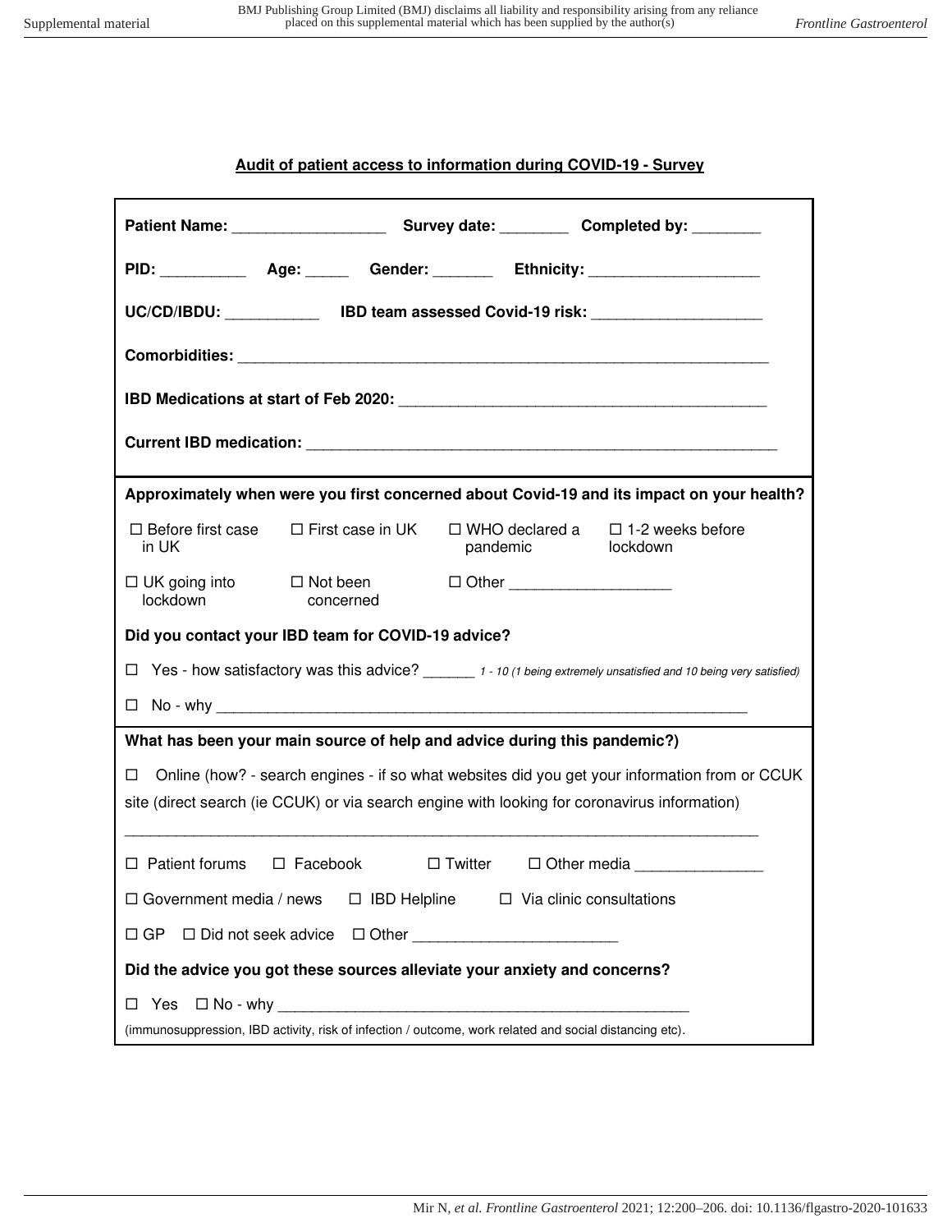## Audit of patient access to information during COVID-19 - Survey

**Patient Name:** __________________ **Survey date:** ________ **Completed by:** ________

**PID:** __________ **Age:** _____ **Gender:** _______ **Ethnicity:** ____________________

**UC/CD/IBDU:** ___________ **IBD team assessed Covid-19 risk:** ____________________

**Comorbidities:** ________________________________________________________________

**IBD Medications at start of Feb 2020:** ___________________________________________

**Current IBD medication:** _______________________________________________________

**Approximately when were you first concerned about Covid-19 and its impact on your health?**

☐ Before first case in UK ☐ First case in UK ☐ WHO declared a pandemic ☐ 1-2 weeks before lockdown

☐ UK going into lockdown ☐ Not been concerned ☐ Other ___________________

**Did you contact your IBD team for COVID-19 advice?**

☐ Yes - how satisfactory was this advice? ______ *1 - 10 (1 being extremely unsatisfied and 10 being very satisfied)*

☐ No - why ________________________________________________________________

**What has been your main source of help and advice during this pandemic?)**

☐ Online (how? - search engines - if so what websites did you get your information from or CCUK site (direct search (ie CCUK) or via search engine with looking for coronavirus information)

___________________________________________________________________________

☐ Patient forums ☐ Facebook ☐ Twitter ☐ Other media _______________

☐ Government media / news ☐ IBD Helpline ☐ Via clinic consultations

☐ GP ☐ Did not seek advice ☐ Other ________________________

**Did the advice you got these sources alleviate your anxiety and concerns?**

☐ Yes ☐ No - why __________________________________________________

(immunosuppression, IBD activity, risk of infection / outcome, work related and social distancing etc).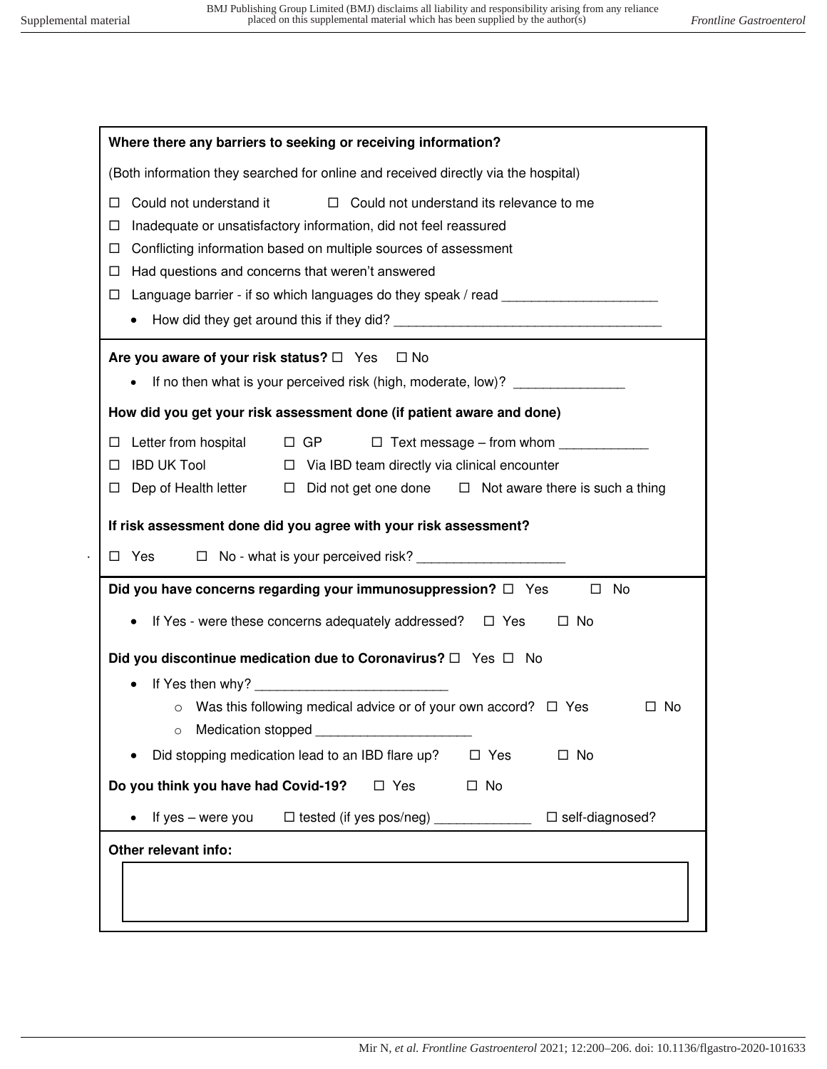**Where there any barriers to seeking or receiving information?**

(Both information they searched for online and received directly via the hospital)

☐ Could not understand it ☐ Could not understand its relevance to me

☐ Inadequate or unsatisfactory information, did not feel reassured

☐ Conflicting information based on multiple sources of assessment

☐ Had questions and concerns that weren't answered

☐ Language barrier - if so which languages do they speak / read ____________________

- How did they get around this if they did? ___________________________________

**Are you aware of your risk status?** ☐ Yes ☐ No

- If no then what is your perceived risk (high, moderate, low)? ______________

**How did you get your risk assessment done (if patient aware and done)**

☐ Letter from hospital ☐ GP ☐ Text message – from whom ___________

☐ IBD UK Tool ☐ Via IBD team directly via clinical encounter

☐ Dep of Health letter ☐ Did not get one done ☐ Not aware there is such a thing

**If risk assessment done did you agree with your risk assessment?**

☐ Yes ☐ No - what is your perceived risk? ___________________

**Did you have concerns regarding your immunosuppression?** ☐ Yes ☐ No

- If Yes - were these concerns adequately addressed? ☐ Yes ☐ No

**Did you discontinue medication due to Coronavirus?** ☐ Yes ☐ No

- If Yes then why? ________________________
  - Was this following medical advice or of your own accord? ☐ Yes ☐ No
  - Medication stopped ____________________
- Did stopping medication lead to an IBD flare up? ☐ Yes ☐ No

**Do you think you have had Covid-19?** ☐ Yes ☐ No

- If yes – were you ☐ tested (if yes pos/neg) ____________ ☐ self-diagnosed?

**Other relevant info:**